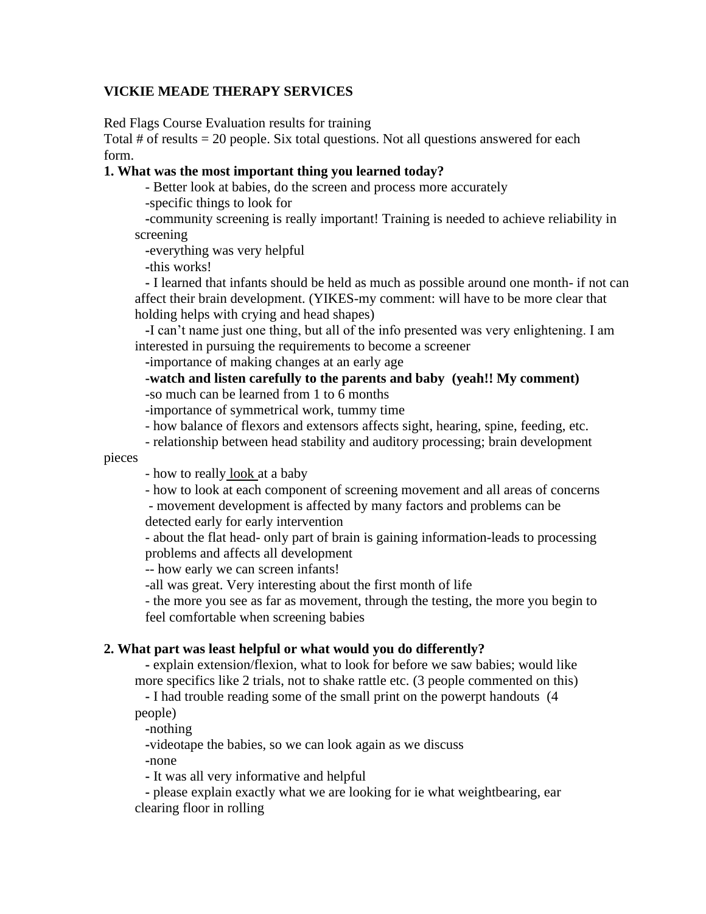**VICKIE MEADE THERAPY SERVICES**

Red Flags Course Evaluation results for training
Total # of results = 20 people. Six total questions. Not all questions answered for each form.

**1. What was the most important thing you learned today?**

- Better look at babies, do the screen and process more accurately
- specific things to look for
- community screening is really important! Training is needed to achieve reliability in screening
- everything was very helpful
- this works!
- I learned that infants should be held as much as possible around one month- if not can affect their brain development. (YIKES-my comment: will have to be more clear that holding helps with crying and head shapes)
- I can't name just one thing, but all of the info presented was very enlightening. I am interested in pursuing the requirements to become a screener
- importance of making changes at an early age
- **watch and listen carefully to the parents and baby (yeah!! My comment)**
- so much can be learned from 1 to 6 months
- importance of symmetrical work, tummy time
- how balance of flexors and extensors affects sight, hearing, spine, feeding, etc.
- relationship between head stability and auditory processing; brain development pieces
- how to really <u>look</u> at a baby
- how to look at each component of screening movement and all areas of concerns
- movement development is affected by many factors and problems can be detected early for early intervention
- about the flat head- only part of brain is gaining information-leads to processing problems and affects all development
- -- how early we can screen infants!
- all was great. Very interesting about the first month of life
- the more you see as far as movement, through the testing, the more you begin to feel comfortable when screening babies

**2. What part was least helpful or what would you do differently?**

- explain extension/flexion, what to look for before we saw babies; would like more specifics like 2 trials, not to shake rattle etc. (3 people commented on this)
- I had trouble reading some of the small print on the powerpt handouts (4 people)
- nothing
- videotape the babies, so we can look again as we discuss
- none
- It was all very informative and helpful
- please explain exactly what we are looking for ie what weightbearing, ear clearing floor in rolling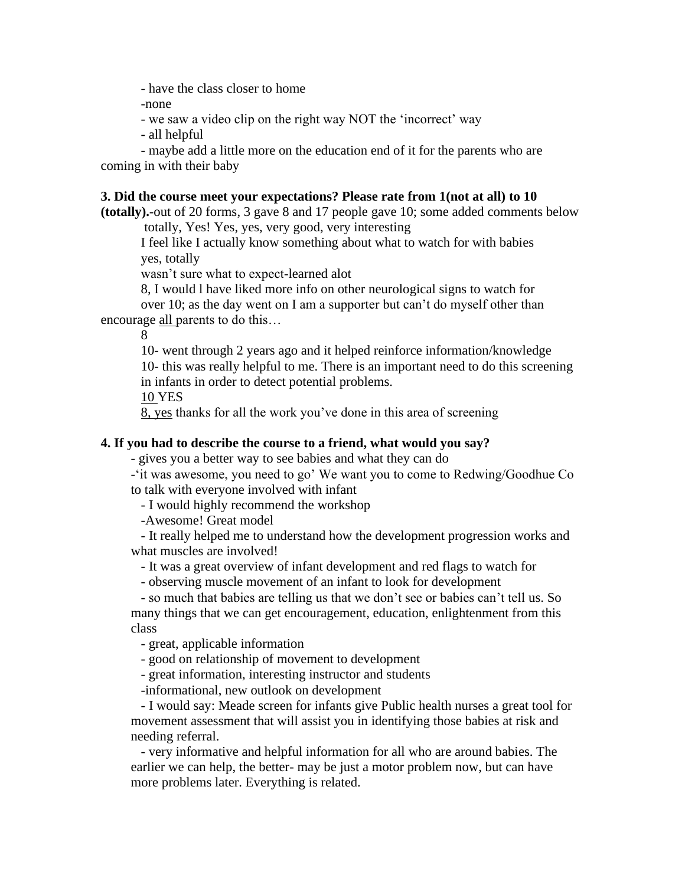- have the class closer to home

-none

- we saw a video clip on the right way NOT the 'incorrect' way

- all helpful

- maybe add a little more on the education end of it for the parents who are coming in with their baby

**3. Did the course meet your expectations? Please rate from 1(not at all) to 10 (totally).**-out of 20 forms, 3 gave 8 and 17 people gave 10; some added comments below

totally, Yes! Yes, yes, very good, very interesting

I feel like I actually know something about what to watch for with babies

yes, totally

wasn't sure what to expect-learned alot

8, I would l have liked more info on other neurological signs to watch for

over 10; as the day went on I am a supporter but can't do myself other than encourage <u>all</u> parents to do this…

8

10- went through 2 years ago and it helped reinforce information/knowledge

10- this was really helpful to me. There is an important need to do this screening in infants in order to detect potential problems.

<u>10</u> YES

<u>8, yes</u> thanks for all the work you've done in this area of screening

**4. If you had to describe the course to a friend, what would you say?**

- gives you a better way to see babies and what they can do
- 'it was awesome, you need to go' We want you to come to Redwing/Goodhue Co to talk with everyone involved with infant
- I would highly recommend the workshop
- Awesome! Great model
- It really helped me to understand how the development progression works and what muscles are involved!
- It was a great overview of infant development and red flags to watch for
- observing muscle movement of an infant to look for development
- so much that babies are telling us that we don't see or babies can't tell us. So many things that we can get encouragement, education, enlightenment from this class
- great, applicable information
- good on relationship of movement to development
- great information, interesting instructor and students
- informational, new outlook on development
- I would say: Meade screen for infants give Public health nurses a great tool for movement assessment that will assist you in identifying those babies at risk and needing referral.
- very informative and helpful information for all who are around babies. The earlier we can help, the better- may be just a motor problem now, but can have more problems later. Everything is related.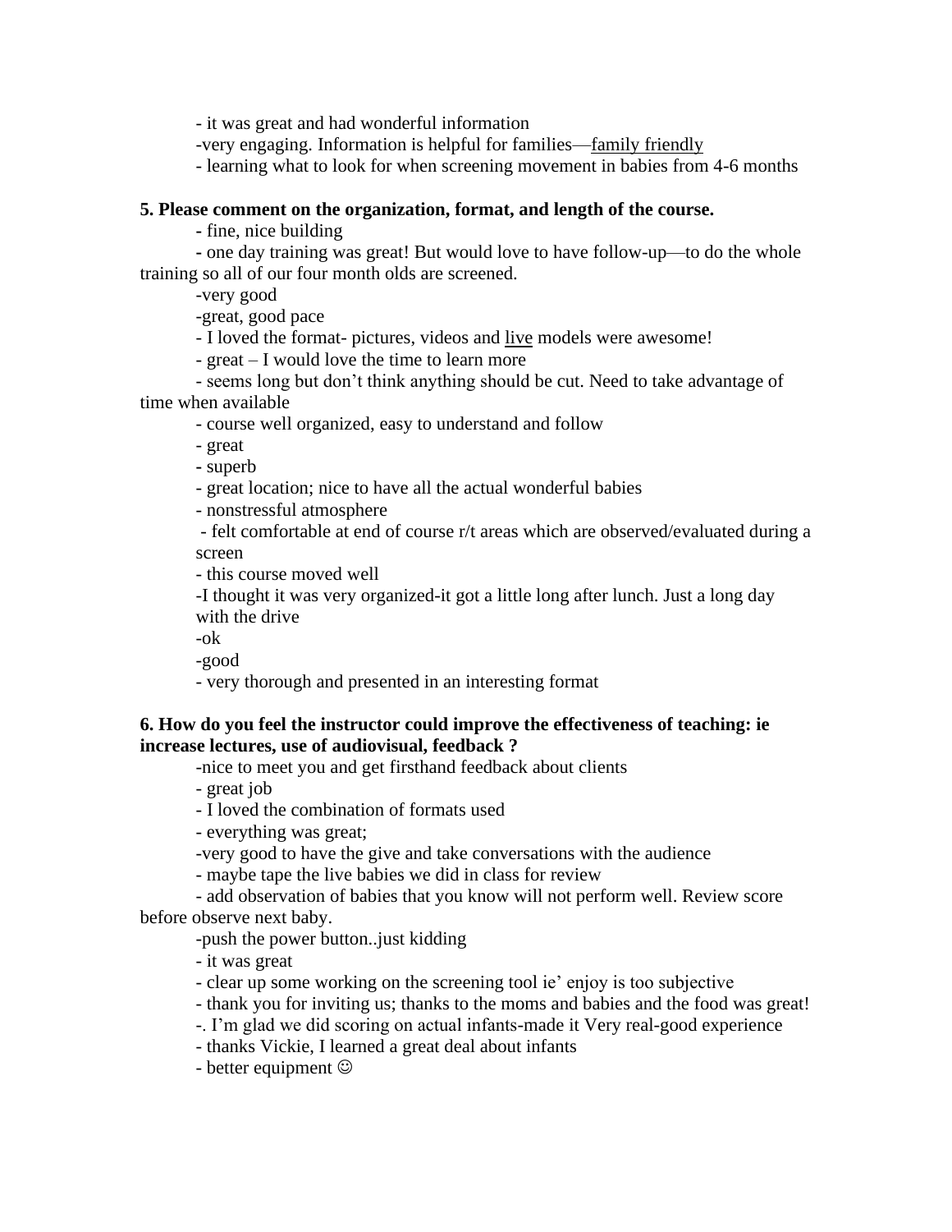- it was great and had wonderful information

-very engaging. Information is helpful for families—family friendly

- learning what to look for when screening movement in babies from 4-6 months

**5. Please comment on the organization, format, and length of the course.**

- fine, nice building

- one day training was great! But would love to have follow-up—to do the whole training so all of our four month olds are screened.

-very good

-great, good pace

- I loved the format- pictures, videos and live models were awesome!

- great – I would love the time to learn more

- seems long but don't think anything should be cut. Need to take advantage of time when available

- course well organized, easy to understand and follow

- great

- superb

- great location; nice to have all the actual wonderful babies

- nonstressful atmosphere

- felt comfortable at end of course r/t areas which are observed/evaluated during a screen

- this course moved well

-I thought it was very organized-it got a little long after lunch. Just a long day with the drive

-ok

-good

- very thorough and presented in an interesting format

**6. How do you feel the instructor could improve the effectiveness of teaching: ie increase lectures, use of audiovisual, feedback ?**

-nice to meet you and get firsthand feedback about clients

- great job

- I loved the combination of formats used

- everything was great;

-very good to have the give and take conversations with the audience

- maybe tape the live babies we did in class for review

- add observation of babies that you know will not perform well. Review score before observe next baby.

-push the power button..just kidding

- it was great

- clear up some working on the screening tool ie' enjoy is too subjective

- thank you for inviting us; thanks to the moms and babies and the food was great!

-. I'm glad we did scoring on actual infants-made it Very real-good experience

- thanks Vickie, I learned a great deal about infants

- better equipment ☺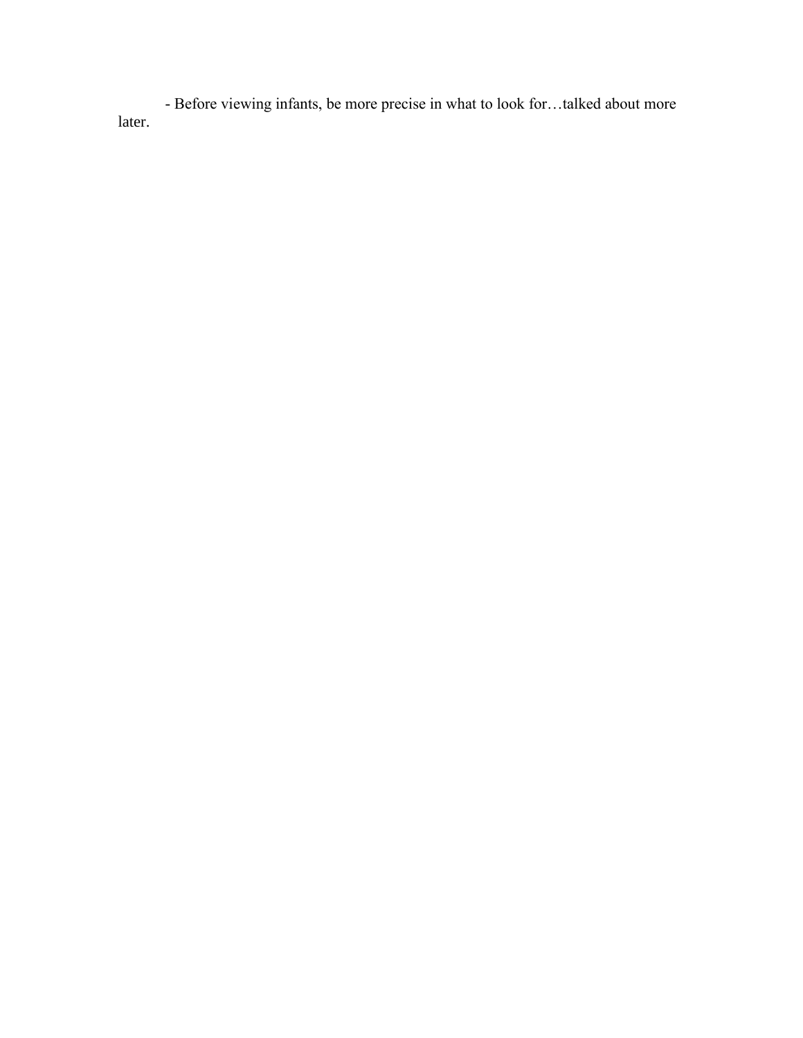- Before viewing infants, be more precise in what to look for…talked about more later.